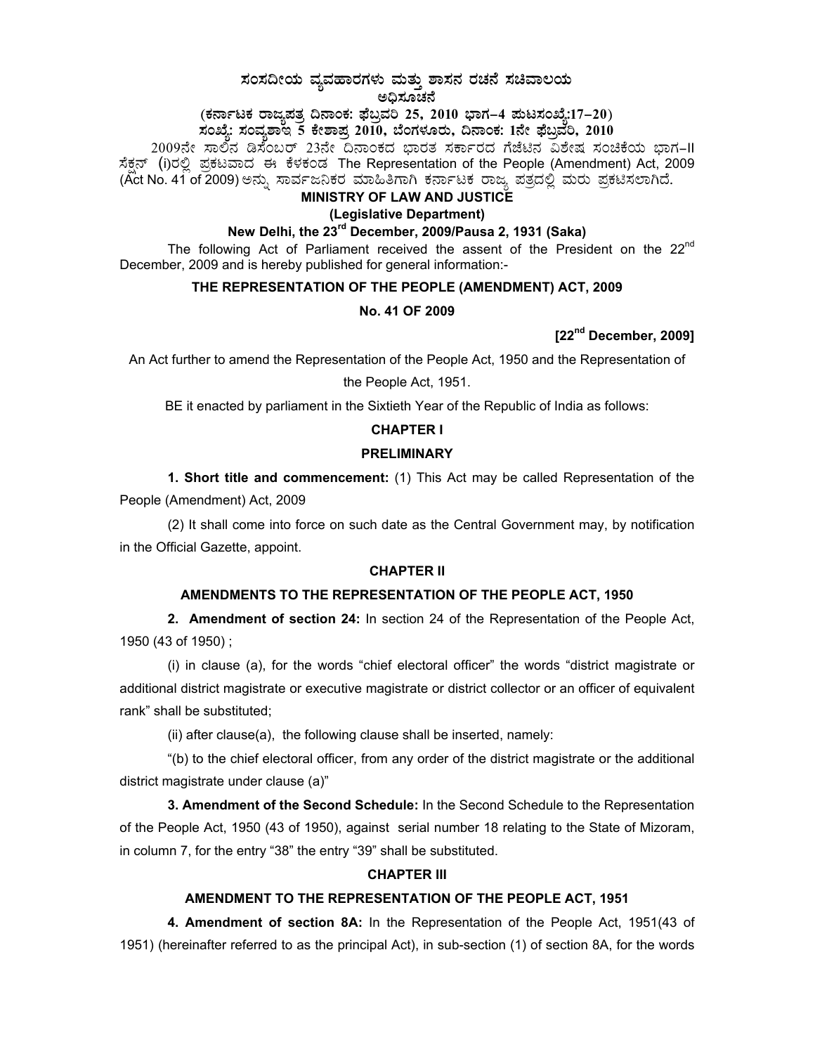# ಸಂಸದೀಯ ವ್ಯವಹಾರಗಳು ಮತ್ತು ಶಾಸನ ರಚನೆ ಸಚಿವಾಲಯ

## ಅಧಿಸೂಚನೆ

**(ಕರ್ನಾಟಕ ರಾಜ್ಯಪತ್ರ ದಿನಾಂಕ: ಫೆಬ್ರವರಿ 25, 2010 ಭಾಗ–4 ಪುಟಸಂಖ್ಯೆ:17–20)**
**ಸಂಖ್ಯೆ: ಸಂವ್ಯಶಾಇ 5 ಕೇಶಾಪ್ರ 2010, ಬೆಂಗಳೂರು, ದಿನಾಂಕ: 1ನೇ ಫೆಬ್ರವರಿ, 2010**

2009ನೇ ಸಾಲಿನ ಡಿಸೆಂಬರ್ 23ನೇ ದಿನಾಂಕದ ಭಾರತ ಸರ್ಕಾರದ ಗೆಜೆಟಿನ ವಿಶೇಷ ಸಂಚಿಕೆಯ ಭಾಗ–II ಸೆಕ್ಷನ್ (i)ರಲ್ಲಿ ಪ್ರಕಟವಾದ ಈ ಕೆಳಕಂಡ The Representation of the People (Amendment) Act, 2009 (Act No. 41 of 2009) ಅನ್ನು ಸಾರ್ವಜನಿಕರ ಮಾಹಿತಿಗಾಗಿ ಕರ್ನಾಟಕ ರಾಜ್ಯ ಪತ್ರದಲ್ಲಿ ಮರು ಪ್ರಕಟಿಸಲಾಗಿದೆ.

**MINISTRY OF LAW AND JUSTICE**

**(Legislative Department)**

**New Delhi, the 23rd December, 2009/Pausa 2, 1931 (Saka)**

The following Act of Parliament received the assent of the President on the 22nd December, 2009 and is hereby published for general information:-

**THE REPRESENTATION OF THE PEOPLE (AMENDMENT) ACT, 2009**

**No. 41 OF 2009**

**[22nd December, 2009]**

An Act further to amend the Representation of the People Act, 1950 and the Representation of the People Act, 1951.

BE it enacted by parliament in the Sixtieth Year of the Republic of India as follows:

**CHAPTER I**

**PRELIMINARY**

**1. Short title and commencement:** (1) This Act may be called Representation of the People (Amendment) Act, 2009

(2) It shall come into force on such date as the Central Government may, by notification in the Official Gazette, appoint.

**CHAPTER II**

**AMENDMENTS TO THE REPRESENTATION OF THE PEOPLE ACT, 1950**

**2. Amendment of section 24:** In section 24 of the Representation of the People Act, 1950 (43 of 1950) ;

(i) in clause (a), for the words "chief electoral officer" the words "district magistrate or additional district magistrate or executive magistrate or district collector or an officer of equivalent rank" shall be substituted;

(ii) after clause(a), the following clause shall be inserted, namely:

"(b) to the chief electoral officer, from any order of the district magistrate or the additional district magistrate under clause (a)"

**3. Amendment of the Second Schedule:** In the Second Schedule to the Representation of the People Act, 1950 (43 of 1950), against serial number 18 relating to the State of Mizoram, in column 7, for the entry "38" the entry "39" shall be substituted.

**CHAPTER III**

**AMENDMENT TO THE REPRESENTATION OF THE PEOPLE ACT, 1951**

**4. Amendment of section 8A:** In the Representation of the People Act, 1951(43 of 1951) (hereinafter referred to as the principal Act), in sub-section (1) of section 8A, for the words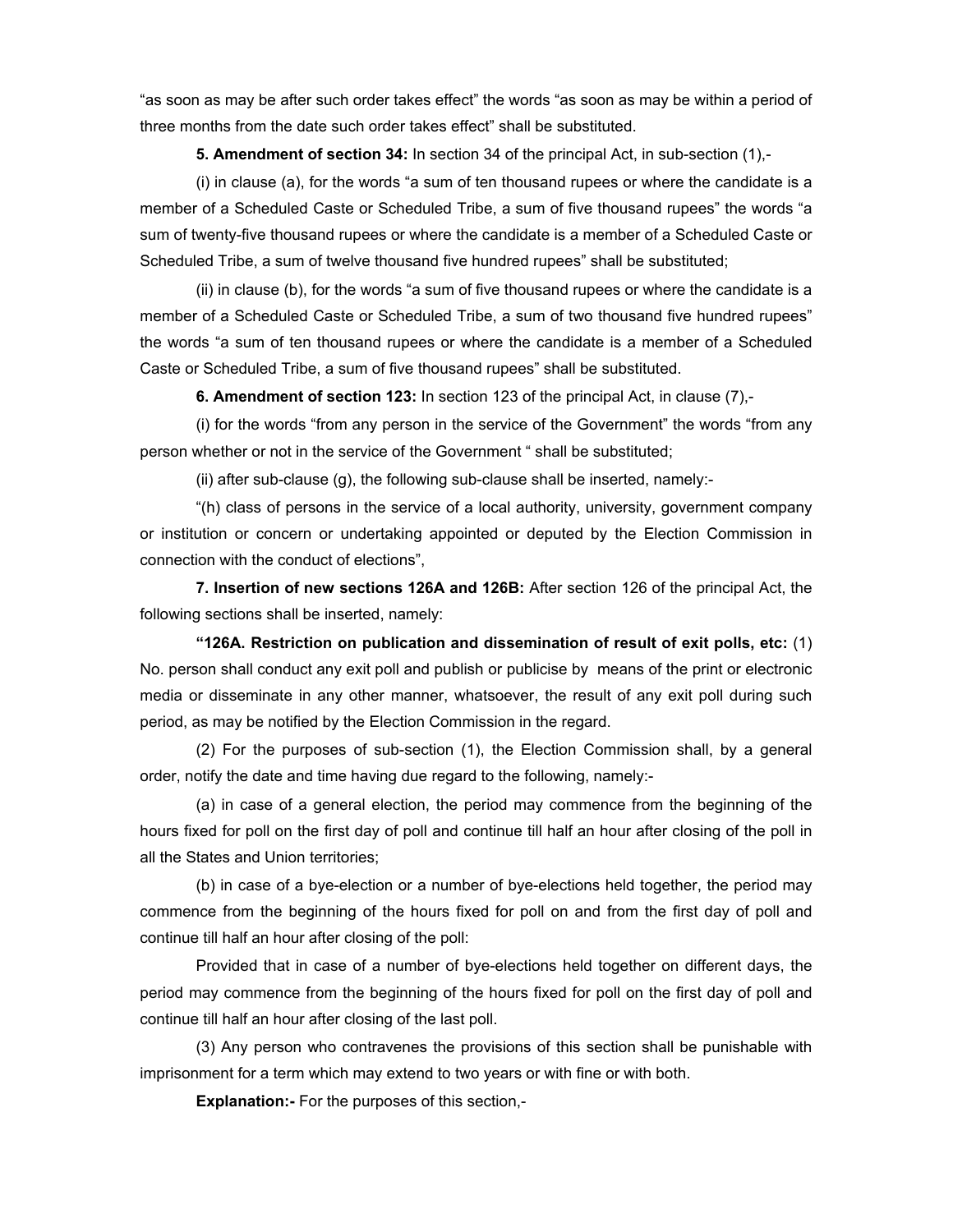"as soon as may be after such order takes effect" the words "as soon as may be within a period of three months from the date such order takes effect" shall be substituted.

**5. Amendment of section 34:** In section 34 of the principal Act, in sub-section (1),-

(i) in clause (a), for the words "a sum of ten thousand rupees or where the candidate is a member of a Scheduled Caste or Scheduled Tribe, a sum of five thousand rupees" the words "a sum of twenty-five thousand rupees or where the candidate is a member of a Scheduled Caste or Scheduled Tribe, a sum of twelve thousand five hundred rupees" shall be substituted;

(ii) in clause (b), for the words "a sum of five thousand rupees or where the candidate is a member of a Scheduled Caste or Scheduled Tribe, a sum of two thousand five hundred rupees" the words "a sum of ten thousand rupees or where the candidate is a member of a Scheduled Caste or Scheduled Tribe, a sum of five thousand rupees" shall be substituted.

**6. Amendment of section 123:** In section 123 of the principal Act, in clause (7),-

(i) for the words "from any person in the service of the Government" the words "from any person whether or not in the service of the Government " shall be substituted;

(ii) after sub-clause (g), the following sub-clause shall be inserted, namely:-

"(h) class of persons in the service of a local authority, university, government company or institution or concern or undertaking appointed or deputed by the Election Commission in connection with the conduct of elections",

**7. Insertion of new sections 126A and 126B:** After section 126 of the principal Act, the following sections shall be inserted, namely:

**"126A. Restriction on publication and dissemination of result of exit polls, etc:** (1) No. person shall conduct any exit poll and publish or publicise by means of the print or electronic media or disseminate in any other manner, whatsoever, the result of any exit poll during such period, as may be notified by the Election Commission in the regard.

(2) For the purposes of sub-section (1), the Election Commission shall, by a general order, notify the date and time having due regard to the following, namely:-

(a) in case of a general election, the period may commence from the beginning of the hours fixed for poll on the first day of poll and continue till half an hour after closing of the poll in all the States and Union territories;

(b) in case of a bye-election or a number of bye-elections held together, the period may commence from the beginning of the hours fixed for poll on and from the first day of poll and continue till half an hour after closing of the poll:

Provided that in case of a number of bye-elections held together on different days, the period may commence from the beginning of the hours fixed for poll on the first day of poll and continue till half an hour after closing of the last poll.

(3) Any person who contravenes the provisions of this section shall be punishable with imprisonment for a term which may extend to two years or with fine or with both.

**Explanation:-** For the purposes of this section,-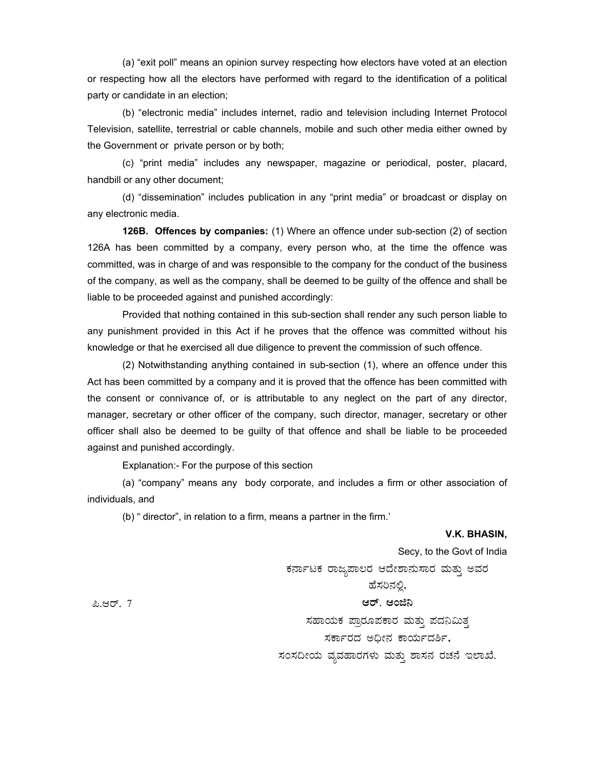(a) "exit poll" means an opinion survey respecting how electors have voted at an election or respecting how all the electors have performed with regard to the identification of a political party or candidate in an election;

(b) "electronic media" includes internet, radio and television including Internet Protocol Television, satellite, terrestrial or cable channels, mobile and such other media either owned by the Government or private person or by both;

(c) "print media" includes any newspaper, magazine or periodical, poster, placard, handbill or any other document;

(d) "dissemination" includes publication in any "print media" or broadcast or display on any electronic media.

**126B. Offences by companies:** (1) Where an offence under sub-section (2) of section 126A has been committed by a company, every person who, at the time the offence was committed, was in charge of and was responsible to the company for the conduct of the business of the company, as well as the company, shall be deemed to be guilty of the offence and shall be liable to be proceeded against and punished accordingly:

Provided that nothing contained in this sub-section shall render any such person liable to any punishment provided in this Act if he proves that the offence was committed without his knowledge or that he exercised all due diligence to prevent the commission of such offence.

(2) Notwithstanding anything contained in sub-section (1), where an offence under this Act has been committed by a company and it is proved that the offence has been committed with the consent or connivance of, or is attributable to any neglect on the part of any director, manager, secretary or other officer of the company, such director, manager, secretary or other officer shall also be deemed to be guilty of that offence and shall be liable to be proceeded against and punished accordingly.

Explanation:- For the purpose of this section

(a) "company" means any body corporate, and includes a firm or other association of individuals, and

(b) " director", in relation to a firm, means a partner in the firm.'

**V.K. BHASIN,**

Secy, to the Govt of India

ಕರ್ನಾಟಕ ರಾಜ್ಯಪಾಲರ ಆದೇಶಾನುಸಾರ ಮತ್ತು ಅವರ ಹೆಸರಿನಲ್ಲಿ,

**ಆರ್. ಆಂಜಿನಿ**

ಸಹಾಯಕ ಪ್ರಾರೂಪಕಾರ ಮತ್ತು ಪದನಿಮಿತ್ತ ಸರ್ಕಾರದ ಅಧೀನ ಕಾರ್ಯದರ್ಶಿ,

ಸಂಸದೀಯ ವ್ಯವಹಾರಗಳು ಮತ್ತು ಶಾಸನ ರಚನೆ ಇಲಾಖೆ.

ಪಿ.ಆರ್. 7